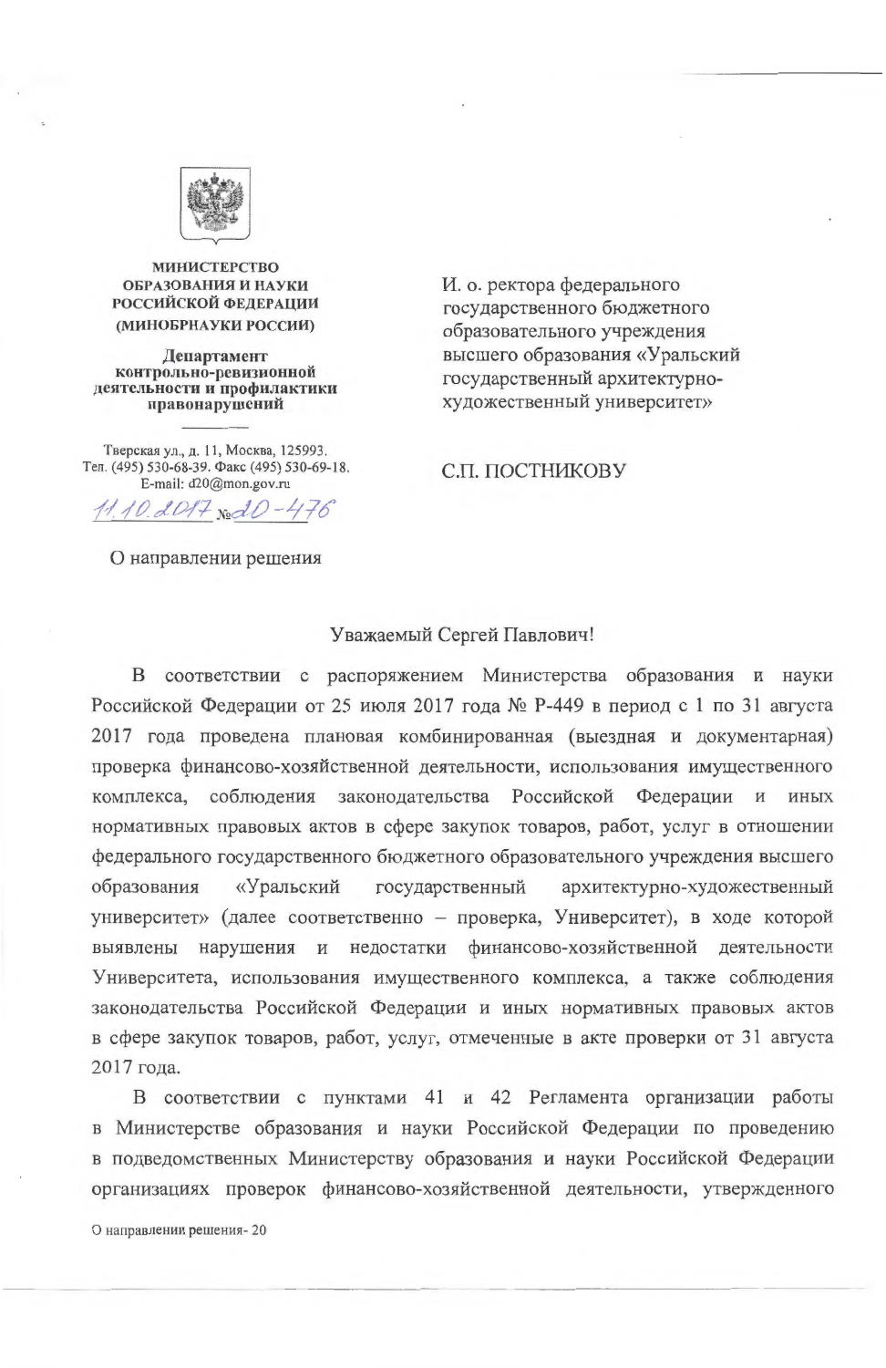**МИНИСТЕРСТВО ОБРАЗОВАНИЯ И НАУКИ РОССИЙСКОЙ ФЕДЕРАЦИИ (МИНОБРНАУКИ РОССИИ)**

**Департамент контрольно-ревизионной деятельности и профилактики правонарушений**

Тверская ул., д. 11, Москва, 125993.
Тел. (495) 530-68-39. Факс (495) 530-69-18.
E-mail: d20@mon.gov.ru

11.10.2017 № 20-476

О направлении решения

И. о. ректора федерального государственного бюджетного образовательного учреждения высшего образования «Уральский государственный архитектурно-художественный университет»

С.П. ПОСТНИКОВУ

Уважаемый Сергей Павлович!

В соответствии с распоряжением Министерства образования и науки Российской Федерации от 25 июля 2017 года № Р-449 в период с 1 по 31 августа 2017 года проведена плановая комбинированная (выездная и документарная) проверка финансово-хозяйственной деятельности, использования имущественного комплекса, соблюдения законодательства Российской Федерации и иных нормативных правовых актов в сфере закупок товаров, работ, услуг в отношении федерального государственного бюджетного образовательного учреждения высшего образования «Уральский государственный архитектурно-художественный университет» (далее соответственно – проверка, Университет), в ходе которой выявлены нарушения и недостатки финансово-хозяйственной деятельности Университета, использования имущественного комплекса, а также соблюдения законодательства Российской Федерации и иных нормативных правовых актов в сфере закупок товаров, работ, услуг, отмеченные в акте проверки от 31 августа 2017 года.

В соответствии с пунктами 41 и 42 Регламента организации работы в Министерстве образования и науки Российской Федерации по проведению в подведомственных Министерству образования и науки Российской Федерации организациях проверок финансово-хозяйственной деятельности, утвержденного

О направлении решения- 20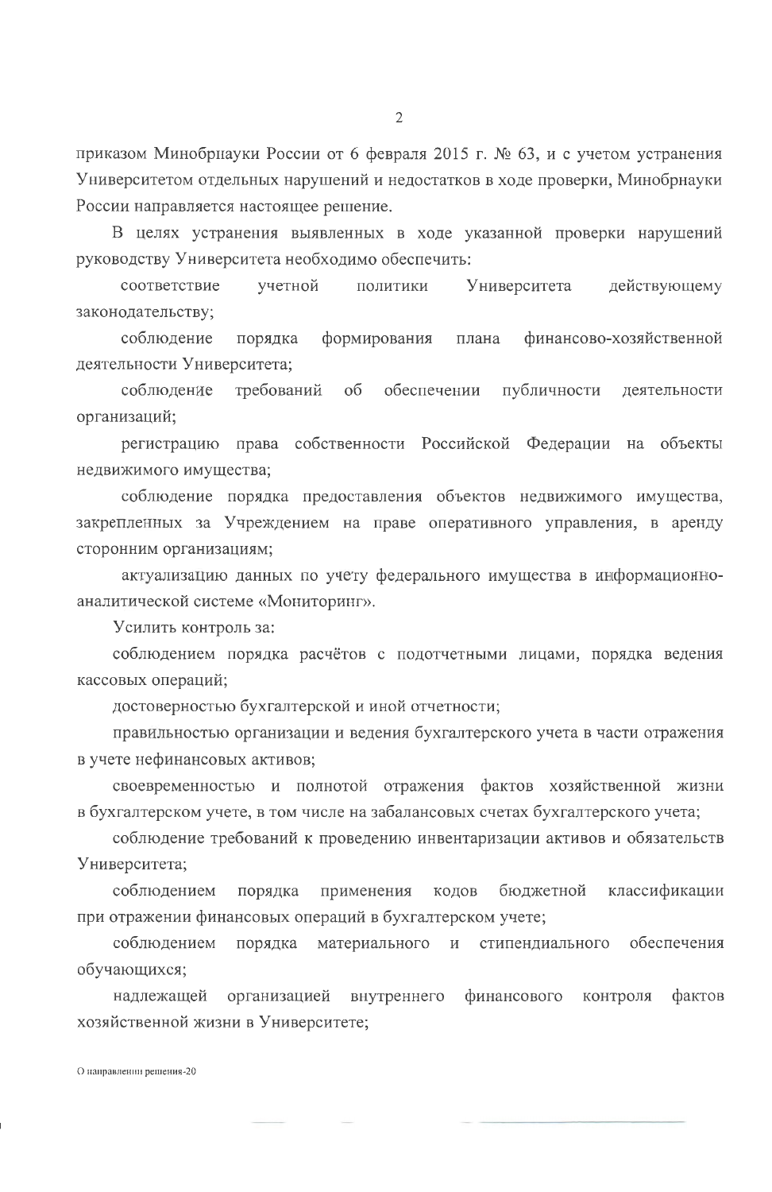приказом Минобрнауки России от 6 февраля 2015 г. № 63, и с учетом устранения Университетом отдельных нарушений и недостатков в ходе проверки, Минобрнауки России направляется настоящее решение.

В целях устранения выявленных в ходе указанной проверки нарушений руководству Университета необходимо обеспечить:

соответствие учетной политики Университета действующему законодательству;

соблюдение порядка формирования плана финансово-хозяйственной деятельности Университета;

соблюдение требований об обеспечении публичности деятельности организаций;

регистрацию права собственности Российской Федерации на объекты недвижимого имущества;

соблюдение порядка предоставления объектов недвижимого имущества, закрепленных за Учреждением на праве оперативного управления, в аренду сторонним организациям;

актуализацию данных по учету федерального имущества в информационно-аналитической системе «Мониторинг».

Усилить контроль за:

соблюдением порядка расчётов с подотчетными лицами, порядка ведения кассовых операций;

достоверностью бухгалтерской и иной отчетности;

правильностью организации и ведения бухгалтерского учета в части отражения в учете нефинансовых активов;

своевременностью и полнотой отражения фактов хозяйственной жизни в бухгалтерском учете, в том числе на забалансовых счетах бухгалтерского учета;

соблюдение требований к проведению инвентаризации активов и обязательств Университета;

соблюдением порядка применения кодов бюджетной классификации при отражении финансовых операций в бухгалтерском учете;

соблюдением порядка материального и стипендиального обеспечения обучающихся;

надлежащей организацией внутреннего финансового контроля фактов хозяйственной жизни в Университете;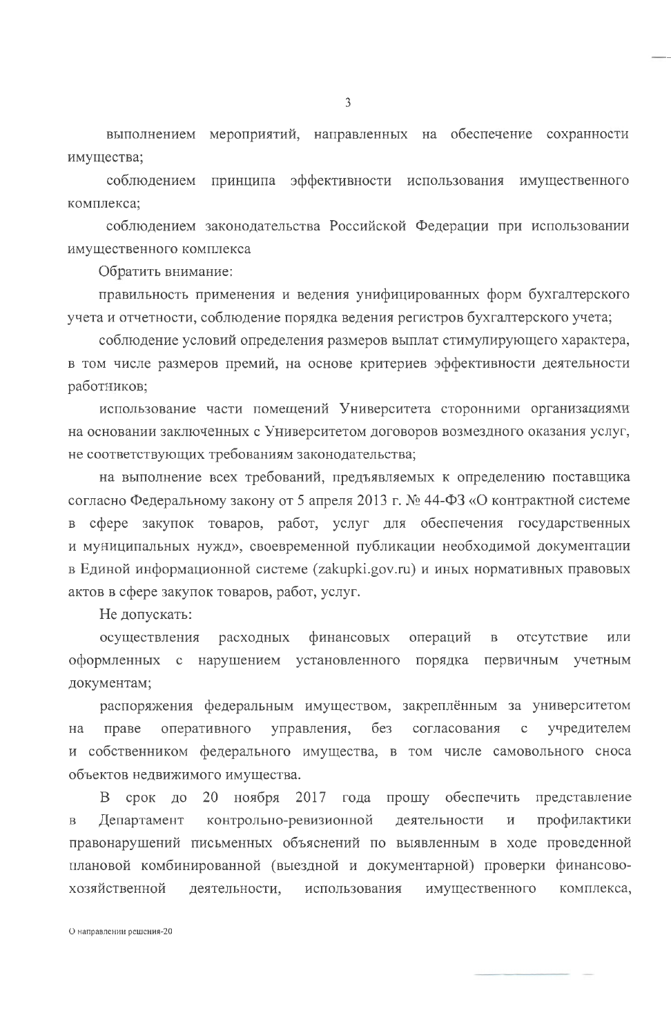выполнением мероприятий, направленных на обеспечение сохранности имущества;

соблюдением принципа эффективности использования имущественного комплекса;

соблюдением законодательства Российской Федерации при использовании имущественного комплекса

Обратить внимание:

правильность применения и ведения унифицированных форм бухгалтерского учета и отчетности, соблюдение порядка ведения регистров бухгалтерского учета;

соблюдение условий определения размеров выплат стимулирующего характера, в том числе размеров премий, на основе критериев эффективности деятельности работников;

использование части помещений Университета сторонними организациями на основании заключенных с Университетом договоров возмездного оказания услуг, не соответствующих требованиям законодательства;

на выполнение всех требований, предъявляемых к определению поставщика согласно Федеральному закону от 5 апреля 2013 г. № 44-ФЗ «О контрактной системе в сфере закупок товаров, работ, услуг для обеспечения государственных и муниципальных нужд», своевременной публикации необходимой документации в Единой информационной системе (zakupki.gov.ru) и иных нормативных правовых актов в сфере закупок товаров, работ, услуг.

Не допускать:

осуществления расходных финансовых операций в отсутствие или оформленных с нарушением установленного порядка первичным учетным документам;

распоряжения федеральным имуществом, закреплённым за университетом на праве оперативного управления, без согласования с учредителем и собственником федерального имущества, в том числе самовольного сноса объектов недвижимого имущества.

В срок до 20 ноября 2017 года прошу обеспечить представление в Департамент контрольно-ревизионной деятельности и профилактики правонарушений письменных объяснений по выявленным в ходе проведенной плановой комбинированной (выездной и документарной) проверки финансово-хозяйственной деятельности, использования имущественного комплекса,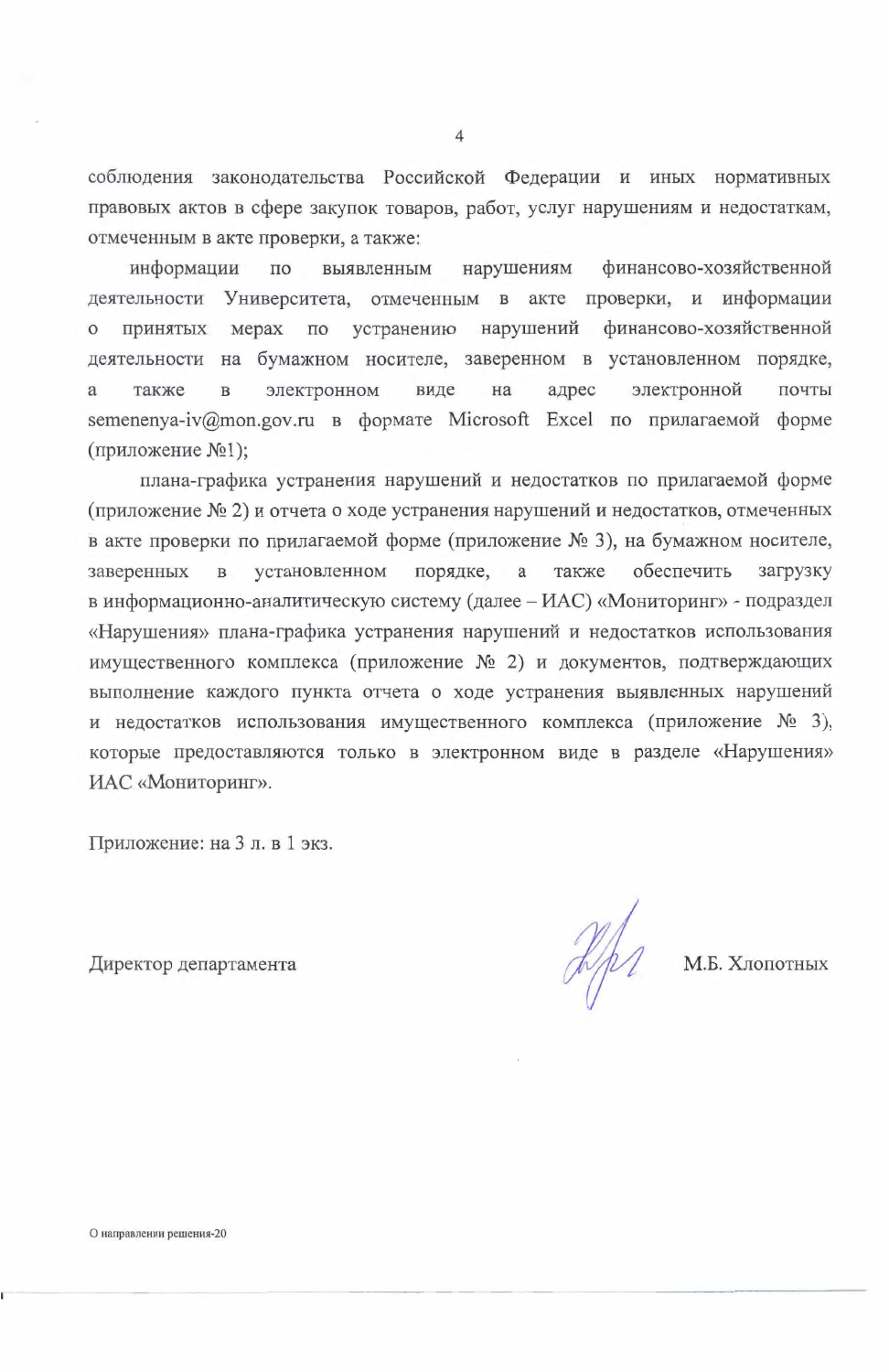соблюдения законодательства Российской Федерации и иных нормативных правовых актов в сфере закупок товаров, работ, услуг нарушениям и недостаткам, отмеченным в акте проверки, а также:

информации по выявленным нарушениям финансово-хозяйственной деятельности Университета, отмеченным в акте проверки, и информации о принятых мерах по устранению нарушений финансово-хозяйственной деятельности на бумажном носителе, заверенном в установленном порядке, а также в электронном виде на адрес электронной почты semenenya-iv@mon.gov.ru в формате Microsoft Excel по прилагаемой форме (приложение №1);

плана-графика устранения нарушений и недостатков по прилагаемой форме (приложение № 2) и отчета о ходе устранения нарушений и недостатков, отмеченных в акте проверки по прилагаемой форме (приложение № 3), на бумажном носителе, заверенных в установленном порядке, а также обеспечить загрузку в информационно-аналитическую систему (далее – ИАС) «Мониторинг» - подраздел «Нарушения» плана-графика устранения нарушений и недостатков использования имущественного комплекса (приложение № 2) и документов, подтверждающих выполнение каждого пункта отчета о ходе устранения выявленных нарушений и недостатков использования имущественного комплекса (приложение № 3), которые предоставляются только в электронном виде в разделе «Нарушения» ИАС «Мониторинг».

Приложение: на 3 л. в 1 экз.

Директор департамента М.Б. Хлопотных

О направлении решения-20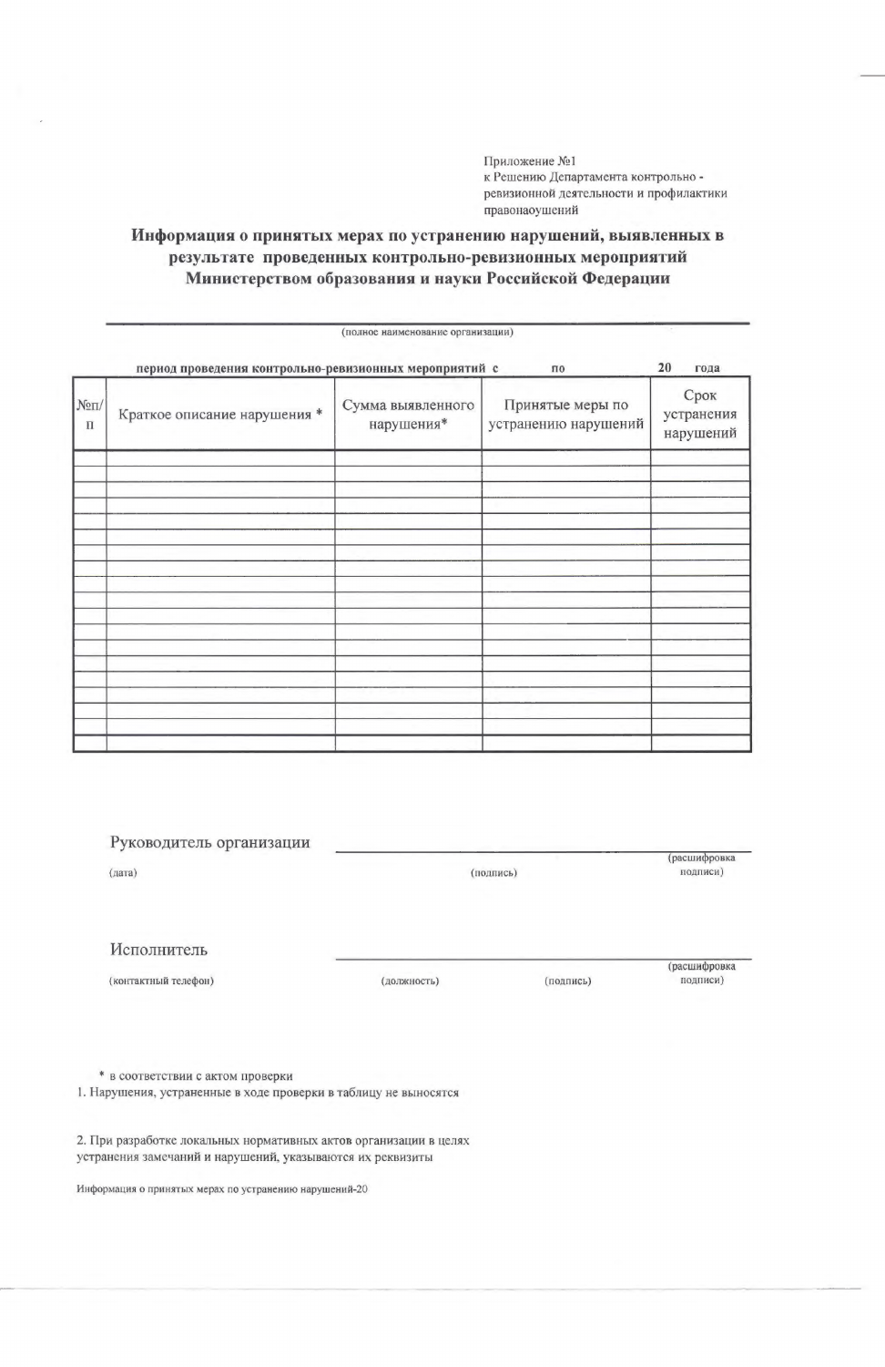Приложение №1
к Решению Департамента контрольно - ревизионной деятельности и профилактики правонаоушений

## Информация о принятых мерах по устранению нарушений, выявленных в результате проведенных контрольно-ревизионных мероприятий Министерством образования и науки Российской Федерации

_______________________________________________
(полное наименование организации)

**период проведения контрольно-ревизионных мероприятий с              по              20      года**

| №п/п | Краткое описание нарушения * | Сумма выявленного нарушения* | Принятые меры по устранению нарушений | Срок устранения нарушений |
|---|---|---|---|---|
| | | | | |
| | | | | |
| | | | | |
| | | | | |
| | | | | |
| | | | | |
| | | | | |
| | | | | |
| | | | | |
| | | | | |
| | | | | |
| | | | | |
| | | | | |
| | | | | |
| | | | | |
| | | | | |
| | | | | |
| | | | | |
| | | | | |

Руководитель организации _______________________________________________

(дата)                    (подпись)                    (расшифровка подписи)

Исполнитель _______________________________________________

(контактный телефон)          (должность)          (подпись)          (расшифровка подписи)

\* в соответствии с актом проверки

1. Нарушения, устраненные в ходе проверки в таблицу не выносятся

2. При разработке локальных нормативных актов организации в целях устранения замечаний и нарушений, указываются их реквизиты

Информация о принятых мерах по устранению нарушений-20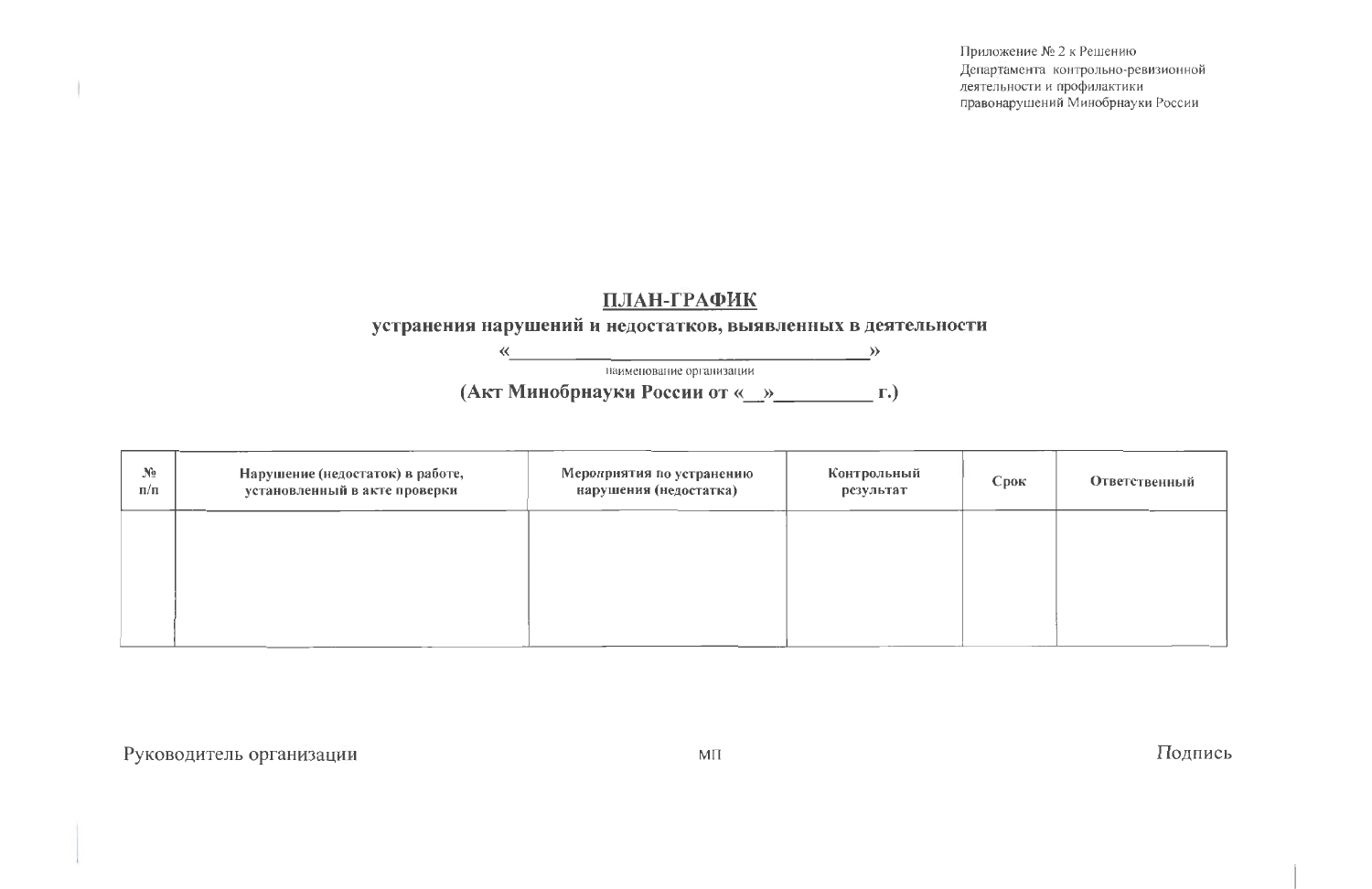Приложение № 2 к Решению
Департамента контрольно-ревизионной
деятельности и профилактики
правонарушений Минобрнауки России

## ПЛАН-ГРАФИК

**устранения нарушений и недостатков, выявленных в деятельности**

«______________________________»

наименование организации

**(Акт Минобрнауки России от «__»__________ г.)**

| № п/п | Нарушение (недостаток) в работе, установленный в акте проверки | Мероприятия по устранению нарушения (недостатка) | Контрольный результат | Срок | Ответственный |
|---|---|---|---|---|---|
| | | | | | |

Руководитель организации МП Подпись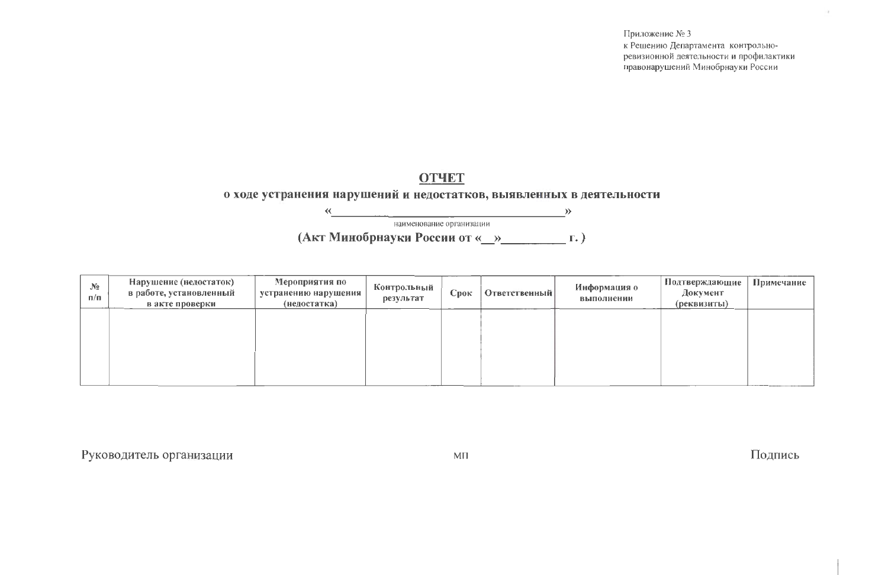Приложение № 3
к Решению Департамента контрольно-ревизионной деятельности и профилактики правонарушений Минобрнауки России

## ОТЧЕТ

**о ходе устранения нарушений и недостатков, выявленных в деятельности**

«______________________________________»
наименование организации

**(Акт Минобрнауки России от «__»__________ г.)**

| № п/п | Нарушение (недостаток) в работе, установленный в акте проверки | Мероприятия по устранению нарушения (недостатка) | Контрольный результат | Срок | Ответственный | Информация о выполнении | Подтверждающие Документ (реквизиты) | Примечание |
|---|---|---|---|---|---|---|---|---|
| | | | | | | | | |

Руководитель организации МП Подпись